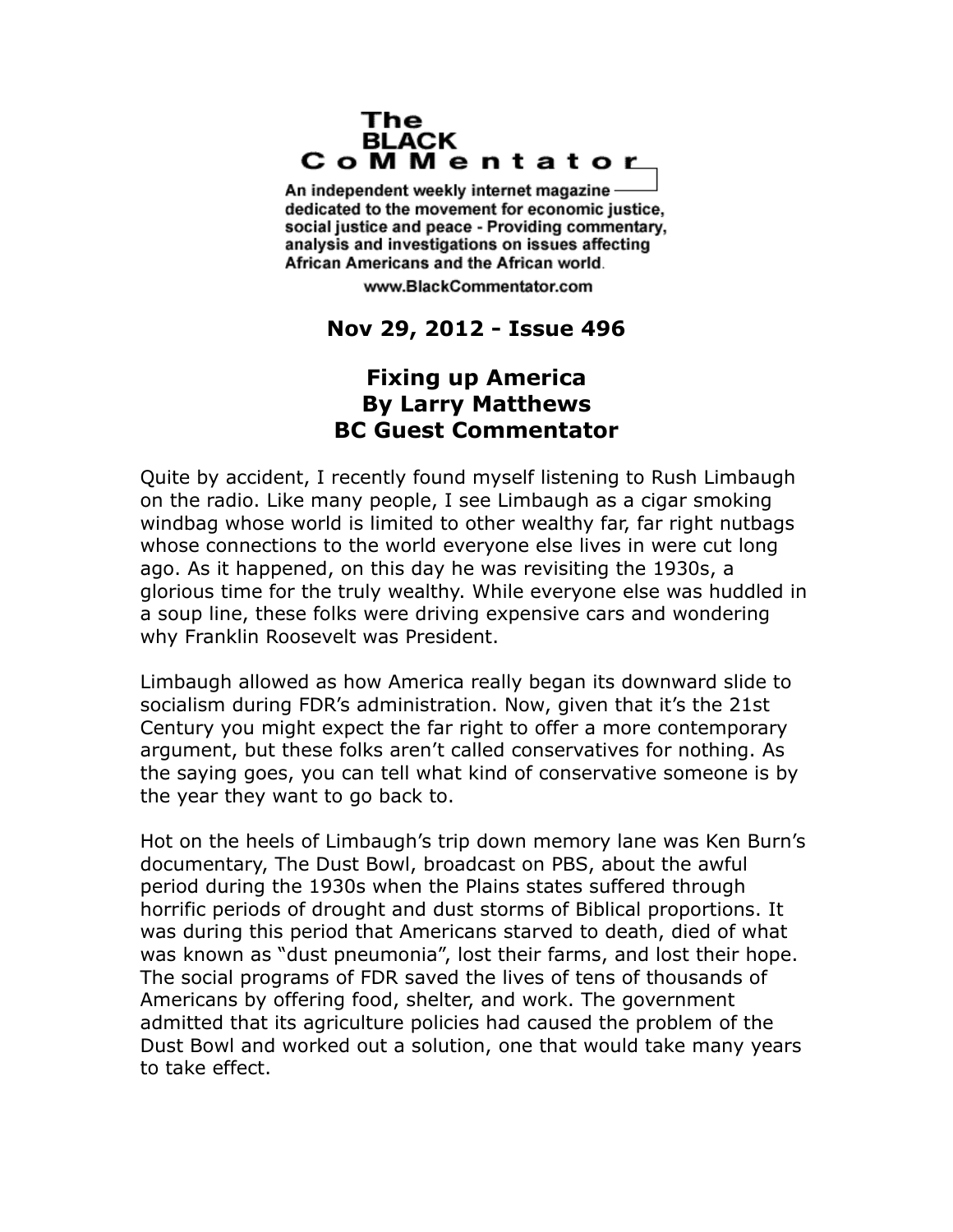# The BLACK CoMMentator

**An independent weekly internet magazine dedicated to the movement for economic justice, social justice and peace - Providing commentary, analysis and investigations on issues affecting African Americans and the African world.**

**www.BlackCommentator.com**

**Nov 29, 2012 - Issue 496**

## Fixing up America
## By Larry Matthews
## BC Guest Commentator

Quite by accident, I recently found myself listening to Rush Limbaugh on the radio. Like many people, I see Limbaugh as a cigar smoking windbag whose world is limited to other wealthy far, far right nutbags whose connections to the world everyone else lives in were cut long ago. As it happened, on this day he was revisiting the 1930s, a glorious time for the truly wealthy. While everyone else was huddled in a soup line, these folks were driving expensive cars and wondering why Franklin Roosevelt was President.

Limbaugh allowed as how America really began its downward slide to socialism during FDR's administration. Now, given that it's the 21st Century you might expect the far right to offer a more contemporary argument, but these folks aren't called conservatives for nothing. As the saying goes, you can tell what kind of conservative someone is by the year they want to go back to.

Hot on the heels of Limbaugh's trip down memory lane was Ken Burn's documentary, The Dust Bowl, broadcast on PBS, about the awful period during the 1930s when the Plains states suffered through horrific periods of drought and dust storms of Biblical proportions. It was during this period that Americans starved to death, died of what was known as "dust pneumonia", lost their farms, and lost their hope. The social programs of FDR saved the lives of tens of thousands of Americans by offering food, shelter, and work. The government admitted that its agriculture policies had caused the problem of the Dust Bowl and worked out a solution, one that would take many years to take effect.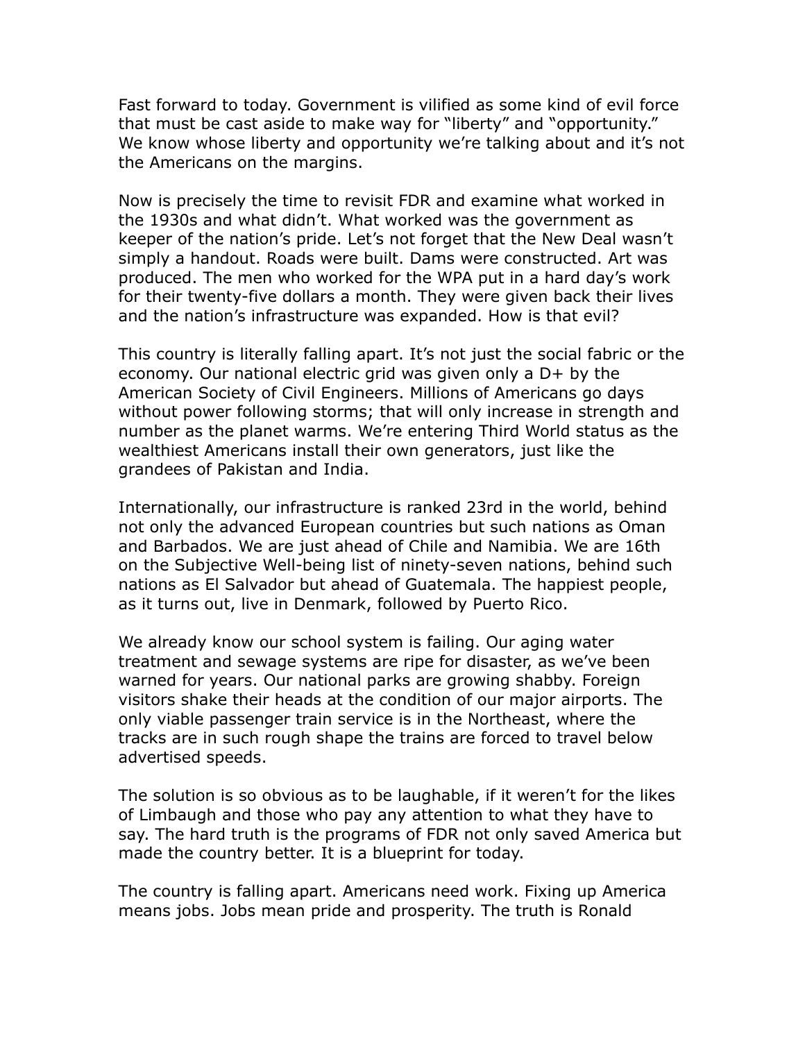Fast forward to today. Government is vilified as some kind of evil force that must be cast aside to make way for "liberty" and "opportunity." We know whose liberty and opportunity we're talking about and it's not the Americans on the margins.

Now is precisely the time to revisit FDR and examine what worked in the 1930s and what didn't. What worked was the government as keeper of the nation's pride. Let's not forget that the New Deal wasn't simply a handout. Roads were built. Dams were constructed. Art was produced. The men who worked for the WPA put in a hard day's work for their twenty-five dollars a month. They were given back their lives and the nation's infrastructure was expanded. How is that evil?

This country is literally falling apart. It's not just the social fabric or the economy. Our national electric grid was given only a D+ by the American Society of Civil Engineers. Millions of Americans go days without power following storms; that will only increase in strength and number as the planet warms. We're entering Third World status as the wealthiest Americans install their own generators, just like the grandees of Pakistan and India.

Internationally, our infrastructure is ranked 23rd in the world, behind not only the advanced European countries but such nations as Oman and Barbados. We are just ahead of Chile and Namibia. We are 16th on the Subjective Well-being list of ninety-seven nations, behind such nations as El Salvador but ahead of Guatemala. The happiest people, as it turns out, live in Denmark, followed by Puerto Rico.

We already know our school system is failing. Our aging water treatment and sewage systems are ripe for disaster, as we've been warned for years. Our national parks are growing shabby. Foreign visitors shake their heads at the condition of our major airports. The only viable passenger train service is in the Northeast, where the tracks are in such rough shape the trains are forced to travel below advertised speeds.

The solution is so obvious as to be laughable, if it weren't for the likes of Limbaugh and those who pay any attention to what they have to say. The hard truth is the programs of FDR not only saved America but made the country better. It is a blueprint for today.

The country is falling apart. Americans need work. Fixing up America means jobs. Jobs mean pride and prosperity. The truth is Ronald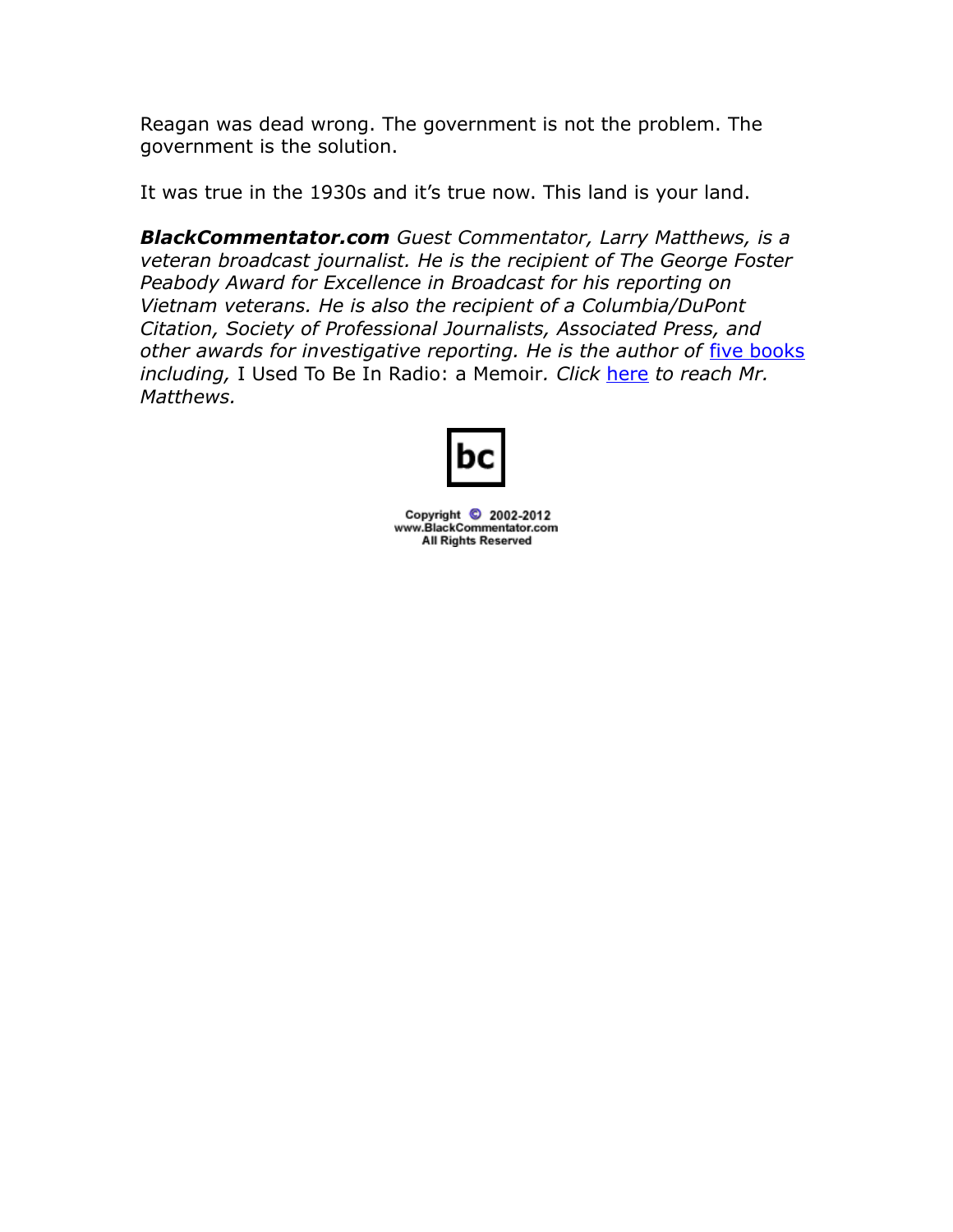Reagan was dead wrong. The government is not the problem. The government is the solution.

It was true in the 1930s and it's true now. This land is your land.

***BlackCommentator.com*** *Guest Commentator, Larry Matthews, is a veteran broadcast journalist. He is the recipient of The George Foster Peabody Award for Excellence in Broadcast for his reporting on Vietnam veterans. He is also the recipient of a Columbia/DuPont Citation, Society of Professional Journalists, Associated Press, and other awards for investigative reporting. He is the author of* [*five books*]() *including,* I Used To Be In Radio: a Memoir*. Click* [*here*]() *to reach Mr. Matthews.*

bc

Copyright © 2002-2012
www.BlackCommentator.com
All Rights Reserved